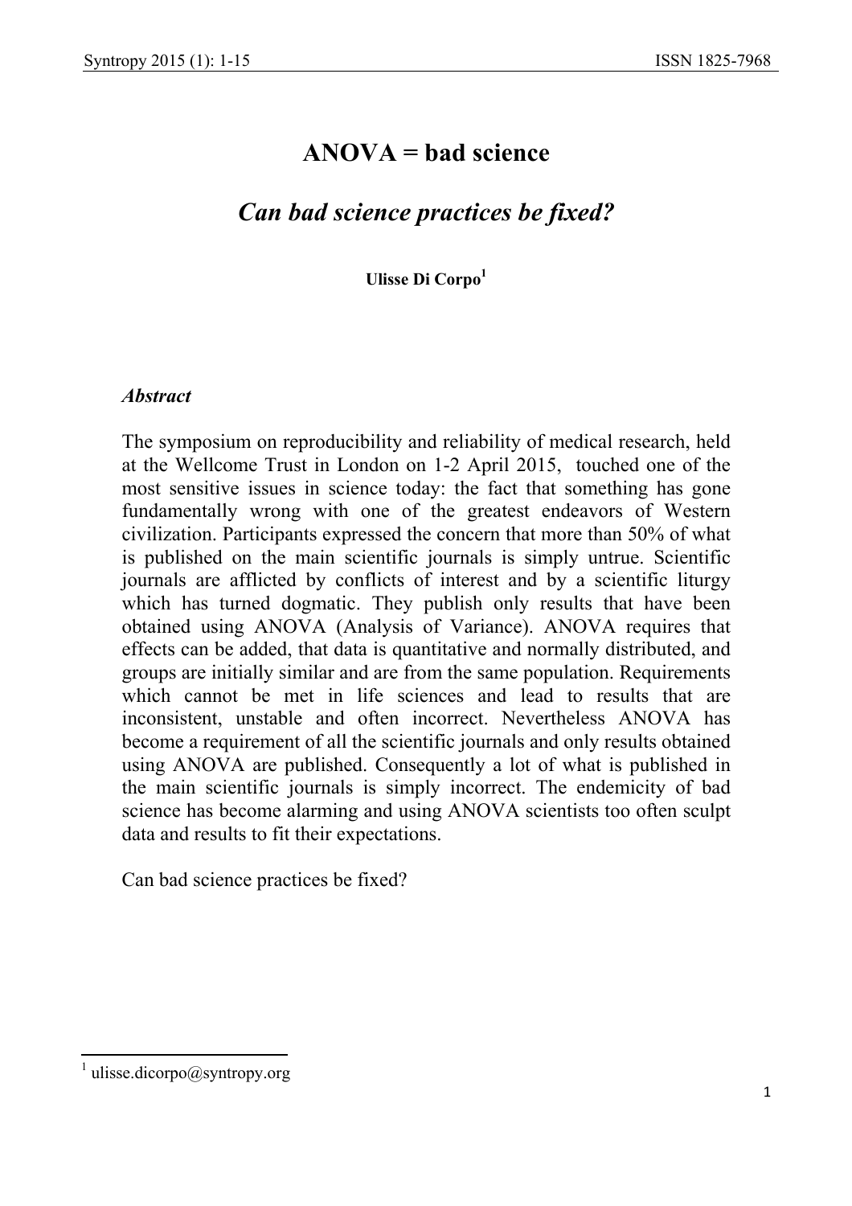# ANOVA = bad science

## *Can bad science practices be fixed?*

**Ulisse Di Corpo**[1]

### *Abstract*

The symposium on reproducibility and reliability of medical research, held at the Wellcome Trust in London on 1-2 April 2015, touched one of the most sensitive issues in science today: the fact that something has gone fundamentally wrong with one of the greatest endeavors of Western civilization. Participants expressed the concern that more than 50% of what is published on the main scientific journals is simply untrue. Scientific journals are afflicted by conflicts of interest and by a scientific liturgy which has turned dogmatic. They publish only results that have been obtained using ANOVA (Analysis of Variance). ANOVA requires that effects can be added, that data is quantitative and normally distributed, and groups are initially similar and are from the same population. Requirements which cannot be met in life sciences and lead to results that are inconsistent, unstable and often incorrect. Nevertheless ANOVA has become a requirement of all the scientific journals and only results obtained using ANOVA are published. Consequently a lot of what is published in the main scientific journals is simply incorrect. The endemicity of bad science has become alarming and using ANOVA scientists too often sculpt data and results to fit their expectations.

Can bad science practices be fixed?

[1] ulisse.dicorpo@syntropy.org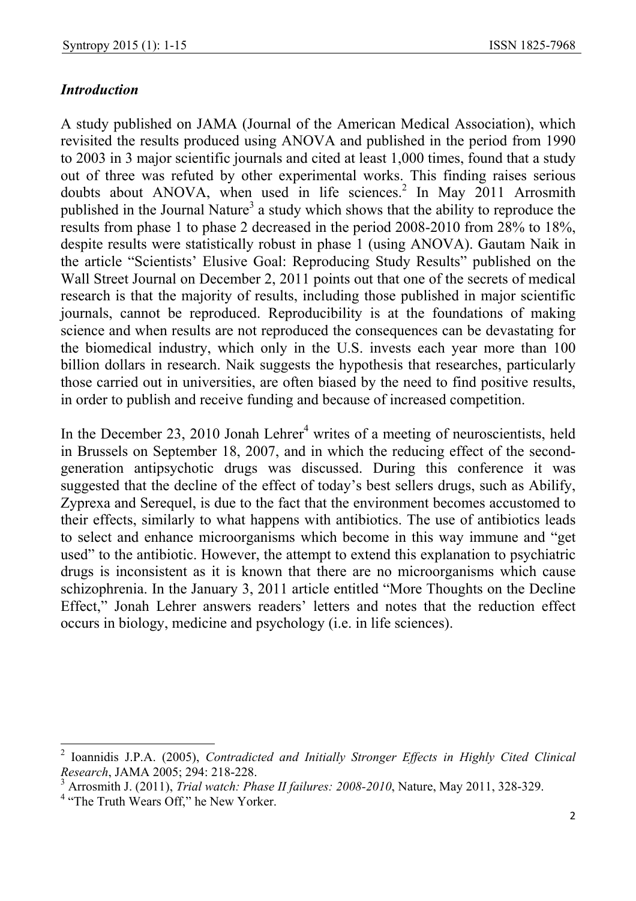### *Introduction*

A study published on JAMA (Journal of the American Medical Association), which revisited the results produced using ANOVA and published in the period from 1990 to 2003 in 3 major scientific journals and cited at least 1,000 times, found that a study out of three was refuted by other experimental works. This finding raises serious doubts about ANOVA, when used in life sciences.[2] In May 2011 Arrosmith published in the Journal Nature[3] a study which shows that the ability to reproduce the results from phase 1 to phase 2 decreased in the period 2008-2010 from 28% to 18%, despite results were statistically robust in phase 1 (using ANOVA). Gautam Naik in the article "Scientists' Elusive Goal: Reproducing Study Results" published on the Wall Street Journal on December 2, 2011 points out that one of the secrets of medical research is that the majority of results, including those published in major scientific journals, cannot be reproduced. Reproducibility is at the foundations of making science and when results are not reproduced the consequences can be devastating for the biomedical industry, which only in the U.S. invests each year more than 100 billion dollars in research. Naik suggests the hypothesis that researches, particularly those carried out in universities, are often biased by the need to find positive results, in order to publish and receive funding and because of increased competition.

In the December 23, 2010 Jonah Lehrer[4] writes of a meeting of neuroscientists, held in Brussels on September 18, 2007, and in which the reducing effect of the second-generation antipsychotic drugs was discussed. During this conference it was suggested that the decline of the effect of today's best sellers drugs, such as Abilify, Zyprexa and Serequel, is due to the fact that the environment becomes accustomed to their effects, similarly to what happens with antibiotics. The use of antibiotics leads to select and enhance microorganisms which become in this way immune and "get used" to the antibiotic. However, the attempt to extend this explanation to psychiatric drugs is inconsistent as it is known that there are no microorganisms which cause schizophrenia. In the January 3, 2011 article entitled "More Thoughts on the Decline Effect," Jonah Lehrer answers readers' letters and notes that the reduction effect occurs in biology, medicine and psychology (i.e. in life sciences).

---

[2] Ioannidis J.P.A. (2005), *Contradicted and Initially Stronger Effects in Highly Cited Clinical Research*, JAMA 2005; 294: 218-228.

[3] Arrosmith J. (2011), *Trial watch: Phase II failures: 2008-2010*, Nature, May 2011, 328-329.

[4] "The Truth Wears Off," he New Yorker.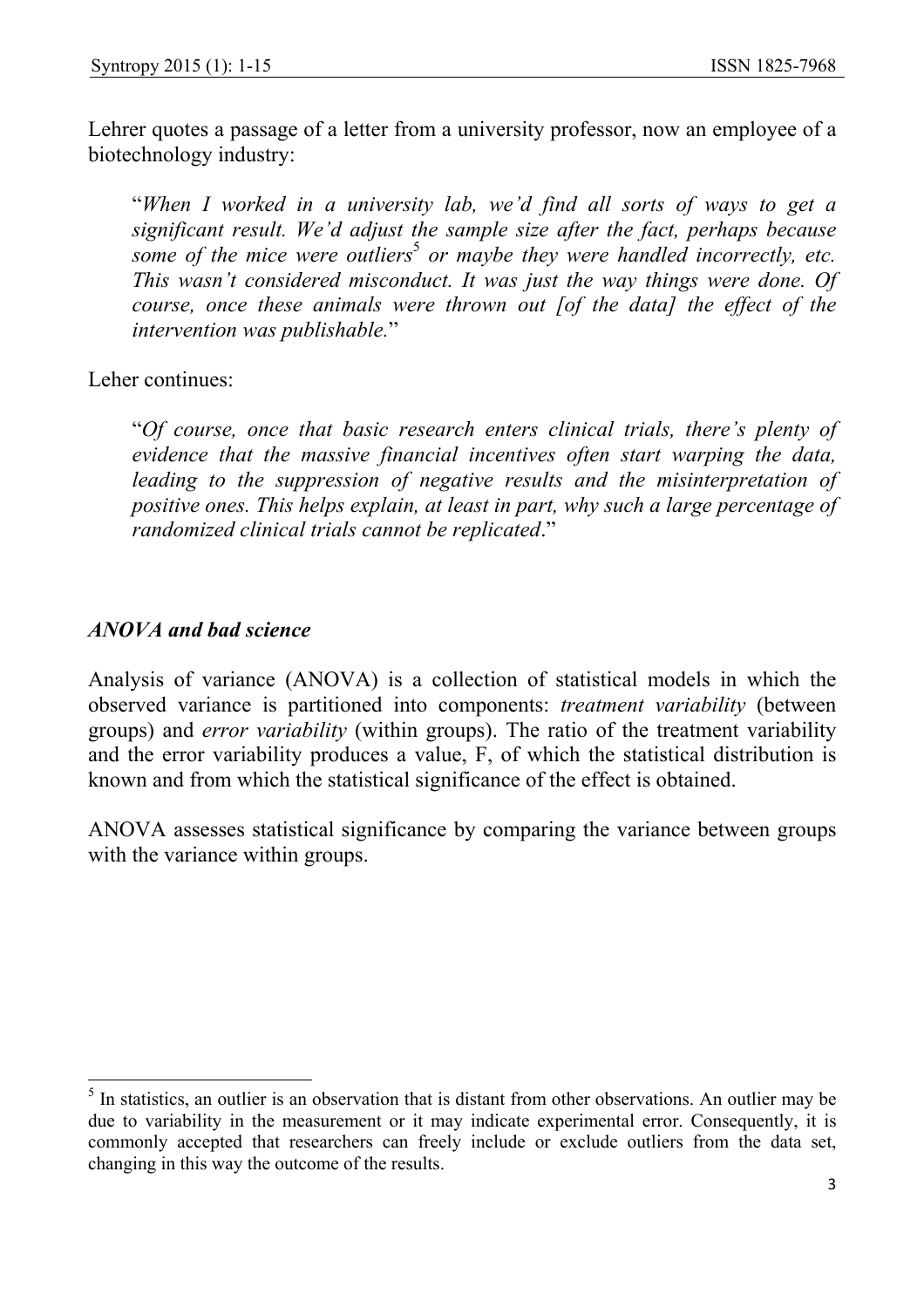Lehrer quotes a passage of a letter from a university professor, now an employee of a biotechnology industry:

> "*When I worked in a university lab, we'd find all sorts of ways to get a significant result. We'd adjust the sample size after the fact, perhaps because some of the mice were outliers*[5] *or maybe they were handled incorrectly, etc. This wasn't considered misconduct. It was just the way things were done. Of course, once these animals were thrown out [of the data] the effect of the intervention was publishable.*"

Leher continues:

> "*Of course, once that basic research enters clinical trials, there's plenty of evidence that the massive financial incentives often start warping the data, leading to the suppression of negative results and the misinterpretation of positive ones. This helps explain, at least in part, why such a large percentage of randomized clinical trials cannot be replicated*."

### *ANOVA and bad science*

Analysis of variance (ANOVA) is a collection of statistical models in which the observed variance is partitioned into components: *treatment variability* (between groups) and *error variability* (within groups). The ratio of the treatment variability and the error variability produces a value, F, of which the statistical distribution is known and from which the statistical significance of the effect is obtained.

ANOVA assesses statistical significance by comparing the variance between groups with the variance within groups.

---

[5] In statistics, an outlier is an observation that is distant from other observations. An outlier may be due to variability in the measurement or it may indicate experimental error. Consequently, it is commonly accepted that researchers can freely include or exclude outliers from the data set, changing in this way the outcome of the results.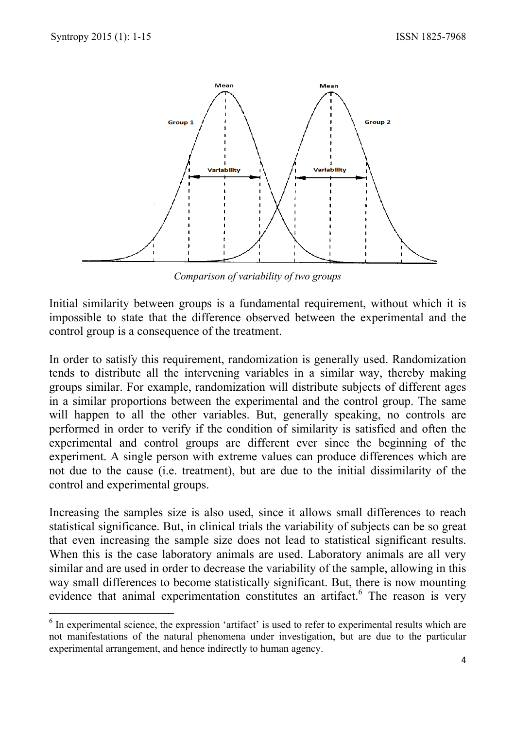*Comparison of variability of two groups*

Initial similarity between groups is a fundamental requirement, without which it is impossible to state that the difference observed between the experimental and the control group is a consequence of the treatment.

In order to satisfy this requirement, randomization is generally used. Randomization tends to distribute all the intervening variables in a similar way, thereby making groups similar. For example, randomization will distribute subjects of different ages in a similar proportions between the experimental and the control group. The same will happen to all the other variables. But, generally speaking, no controls are performed in order to verify if the condition of similarity is satisfied and often the experimental and control groups are different ever since the beginning of the experiment. A single person with extreme values can produce differences which are not due to the cause (i.e. treatment), but are due to the initial dissimilarity of the control and experimental groups.

Increasing the samples size is also used, since it allows small differences to reach statistical significance. But, in clinical trials the variability of subjects can be so great that even increasing the sample size does not lead to statistical significant results. When this is the case laboratory animals are used. Laboratory animals are all very similar and are used in order to decrease the variability of the sample, allowing in this way small differences to become statistically significant. But, there is now mounting evidence that animal experimentation constitutes an artifact.[6] The reason is very

[6] In experimental science, the expression 'artifact' is used to refer to experimental results which are not manifestations of the natural phenomena under investigation, but are due to the particular experimental arrangement, and hence indirectly to human agency.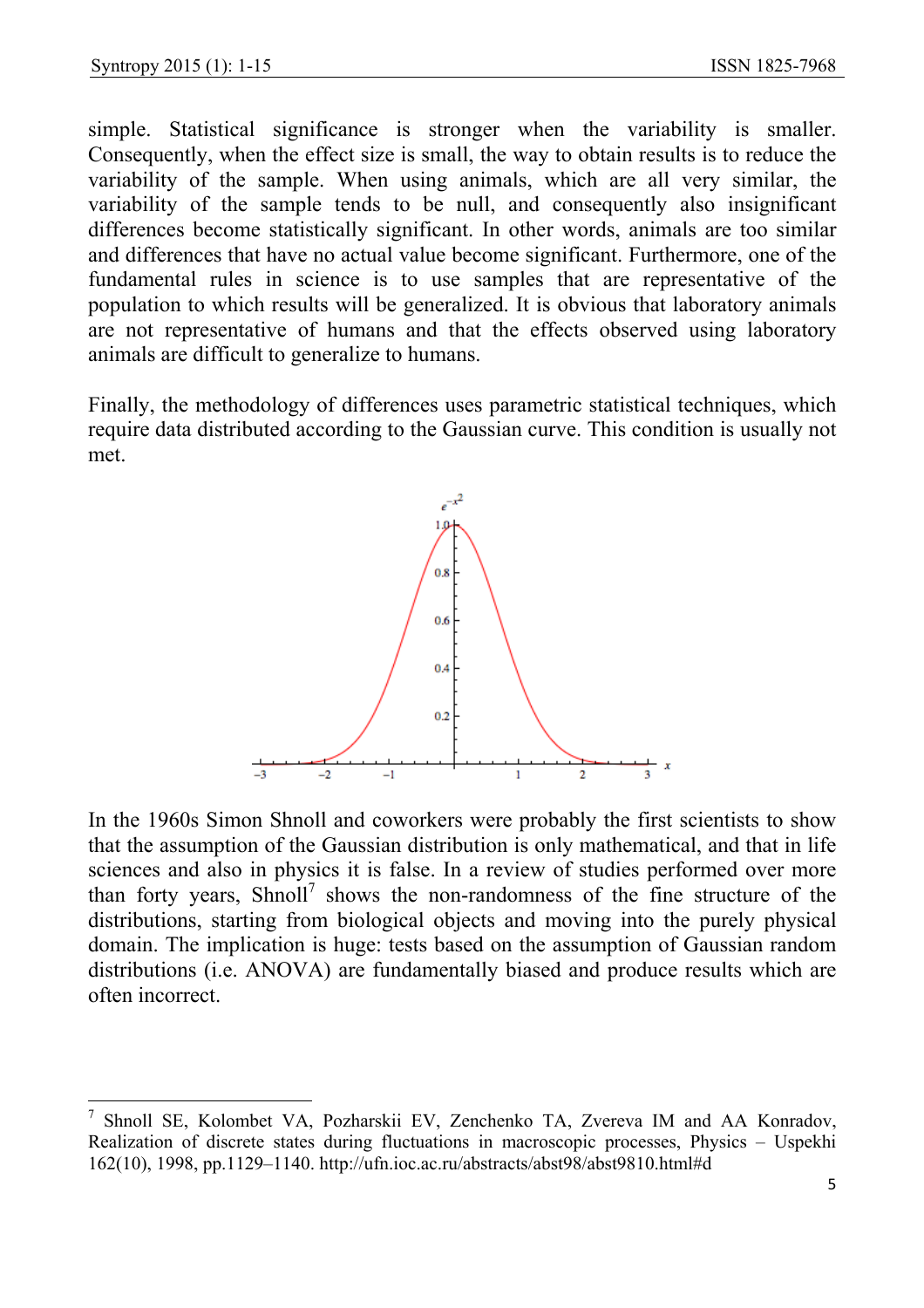simple. Statistical significance is stronger when the variability is smaller. Consequently, when the effect size is small, the way to obtain results is to reduce the variability of the sample. When using animals, which are all very similar, the variability of the sample tends to be null, and consequently also insignificant differences become statistically significant. In other words, animals are too similar and differences that have no actual value become significant. Furthermore, one of the fundamental rules in science is to use samples that are representative of the population to which results will be generalized. It is obvious that laboratory animals are not representative of humans and that the effects observed using laboratory animals are difficult to generalize to humans.

Finally, the methodology of differences uses parametric statistical techniques, which require data distributed according to the Gaussian curve. This condition is usually not met.

In the 1960s Simon Shnoll and coworkers were probably the first scientists to show that the assumption of the Gaussian distribution is only mathematical, and that in life sciences and also in physics it is false. In a review of studies performed over more than forty years, Shnoll[7] shows the non-randomness of the fine structure of the distributions, starting from biological objects and moving into the purely physical domain. The implication is huge: tests based on the assumption of Gaussian random distributions (i.e. ANOVA) are fundamentally biased and produce results which are often incorrect.

---

[7] Shnoll SE, Kolombet VA, Pozharskii EV, Zenchenko TA, Zvereva IM and AA Konradov, Realization of discrete states during fluctuations in macroscopic processes, Physics – Uspekhi 162(10), 1998, pp.1129–1140. http://ufn.ioc.ac.ru/abstracts/abst98/abst9810.html#d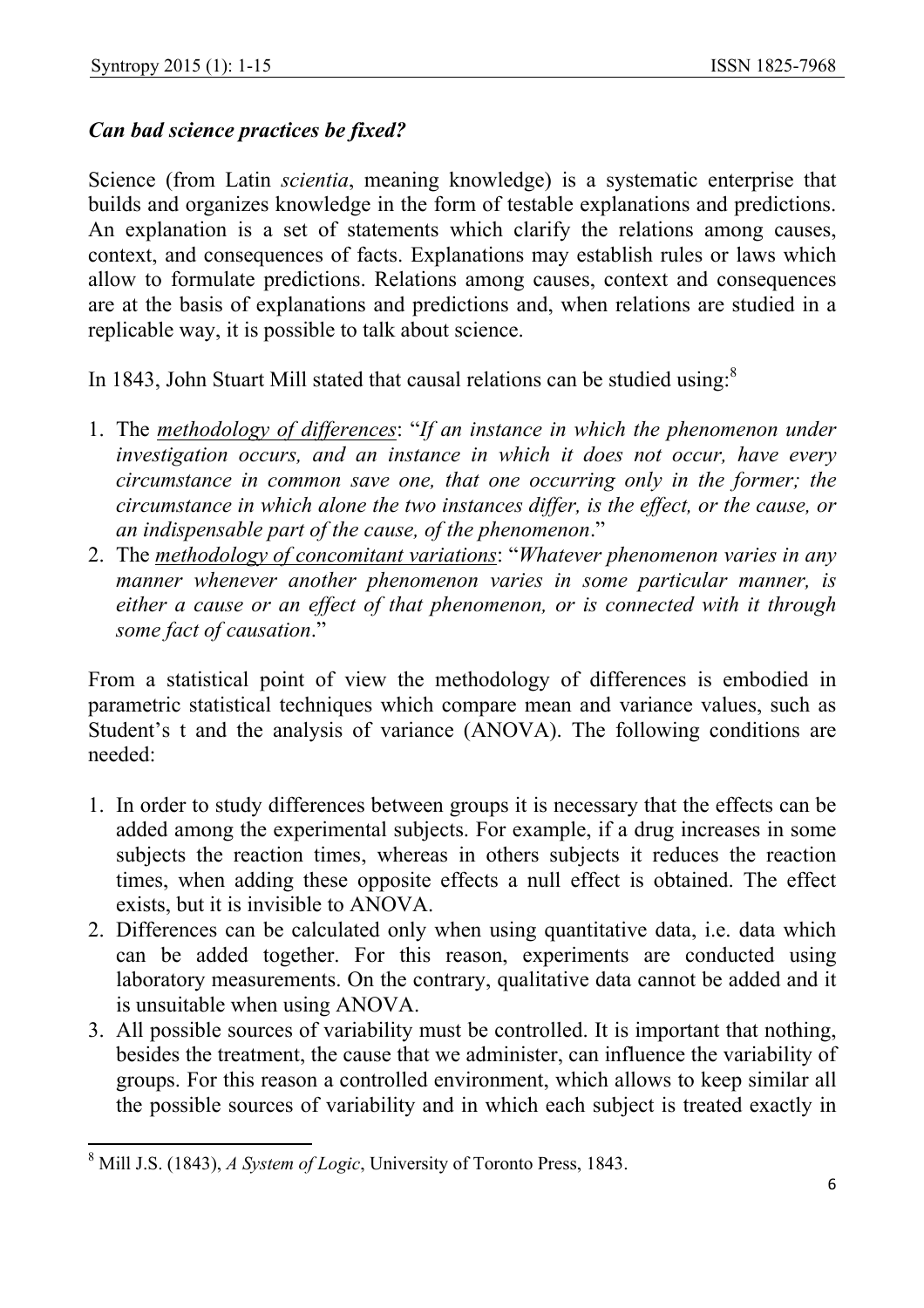### *Can bad science practices be fixed?*

Science (from Latin *scientia*, meaning knowledge) is a systematic enterprise that builds and organizes knowledge in the form of testable explanations and predictions. An explanation is a set of statements which clarify the relations among causes, context, and consequences of facts. Explanations may establish rules or laws which allow to formulate predictions. Relations among causes, context and consequences are at the basis of explanations and predictions and, when relations are studied in a replicable way, it is possible to talk about science.

In 1843, John Stuart Mill stated that causal relations can be studied using:[8]

1. The *methodology of differences*: "*If an instance in which the phenomenon under investigation occurs, and an instance in which it does not occur, have every circumstance in common save one, that one occurring only in the former; the circumstance in which alone the two instances differ, is the effect, or the cause, or an indispensable part of the cause, of the phenomenon*."
2. The *methodology of concomitant variations*: "*Whatever phenomenon varies in any manner whenever another phenomenon varies in some particular manner, is either a cause or an effect of that phenomenon, or is connected with it through some fact of causation*."

From a statistical point of view the methodology of differences is embodied in parametric statistical techniques which compare mean and variance values, such as Student's t and the analysis of variance (ANOVA). The following conditions are needed:

1. In order to study differences between groups it is necessary that the effects can be added among the experimental subjects. For example, if a drug increases in some subjects the reaction times, whereas in others subjects it reduces the reaction times, when adding these opposite effects a null effect is obtained. The effect exists, but it is invisible to ANOVA.
2. Differences can be calculated only when using quantitative data, i.e. data which can be added together. For this reason, experiments are conducted using laboratory measurements. On the contrary, qualitative data cannot be added and it is unsuitable when using ANOVA.
3. All possible sources of variability must be controlled. It is important that nothing, besides the treatment, the cause that we administer, can influence the variability of groups. For this reason a controlled environment, which allows to keep similar all the possible sources of variability and in which each subject is treated exactly in

---

[8] Mill J.S. (1843), *A System of Logic*, University of Toronto Press, 1843.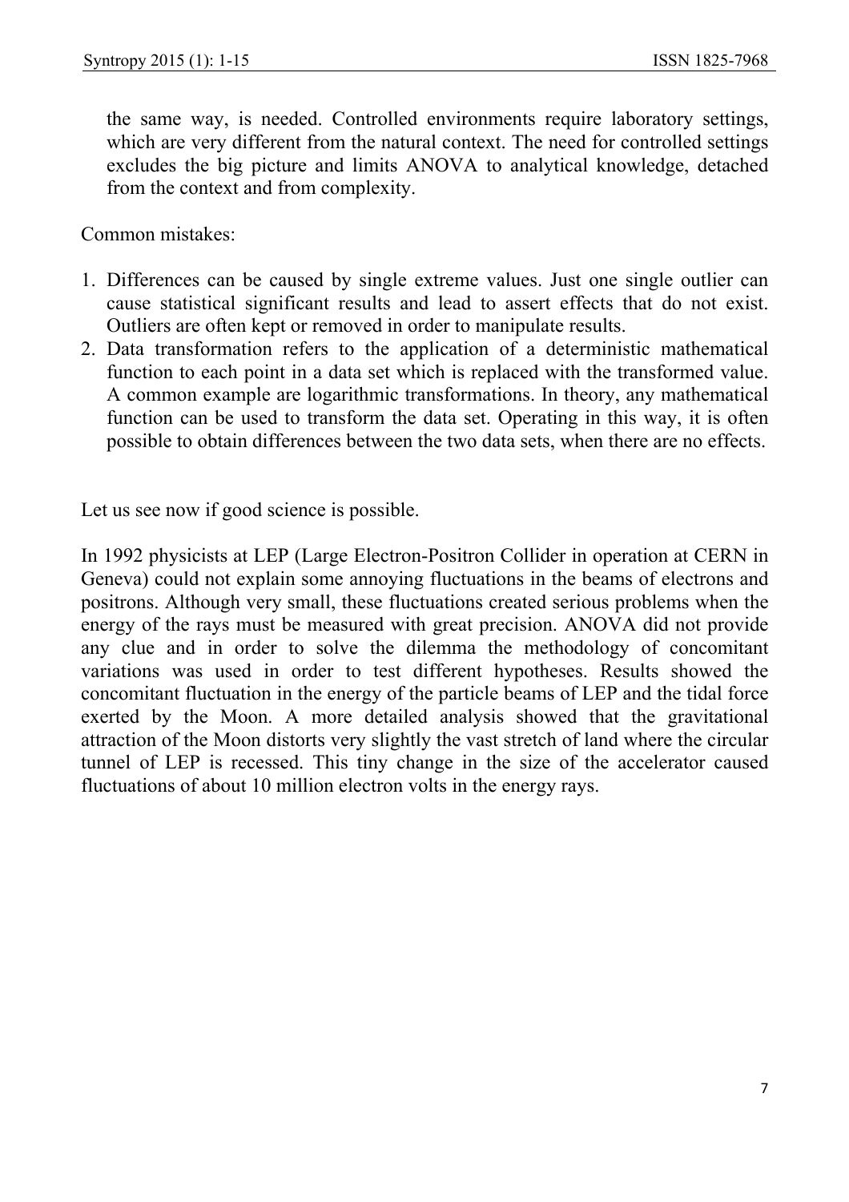the same way, is needed. Controlled environments require laboratory settings, which are very different from the natural context. The need for controlled settings excludes the big picture and limits ANOVA to analytical knowledge, detached from the context and from complexity.

Common mistakes:

1. Differences can be caused by single extreme values. Just one single outlier can cause statistical significant results and lead to assert effects that do not exist. Outliers are often kept or removed in order to manipulate results.
2. Data transformation refers to the application of a deterministic mathematical function to each point in a data set which is replaced with the transformed value. A common example are logarithmic transformations. In theory, any mathematical function can be used to transform the data set. Operating in this way, it is often possible to obtain differences between the two data sets, when there are no effects.

Let us see now if good science is possible.

In 1992 physicists at LEP (Large Electron-Positron Collider in operation at CERN in Geneva) could not explain some annoying fluctuations in the beams of electrons and positrons. Although very small, these fluctuations created serious problems when the energy of the rays must be measured with great precision. ANOVA did not provide any clue and in order to solve the dilemma the methodology of concomitant variations was used in order to test different hypotheses. Results showed the concomitant fluctuation in the energy of the particle beams of LEP and the tidal force exerted by the Moon. A more detailed analysis showed that the gravitational attraction of the Moon distorts very slightly the vast stretch of land where the circular tunnel of LEP is recessed. This tiny change in the size of the accelerator caused fluctuations of about 10 million electron volts in the energy rays.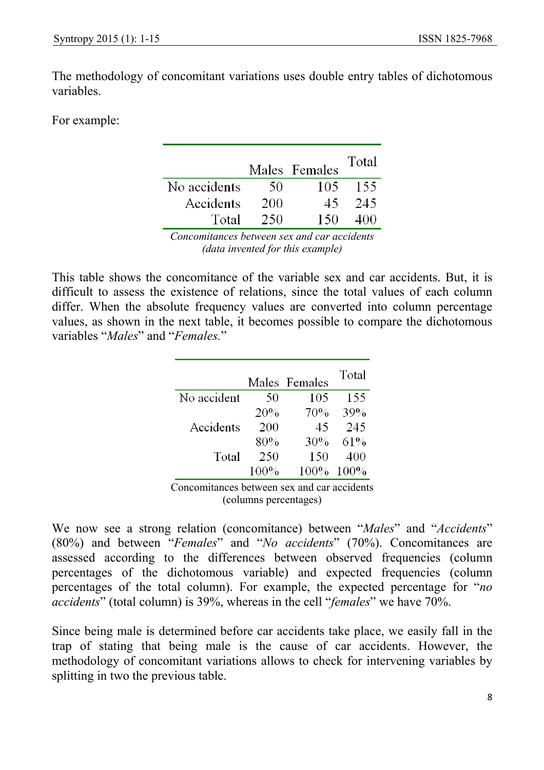The methodology of concomitant variations uses double entry tables of dichotomous variables.

For example:

| | Males | Females | Total |
|---|---|---|---|
| No accidents | 50 | 105 | 155 |
| Accidents | 200 | 45 | 245 |
| Total | 250 | 150 | 400 |

*Concomitances between sex and car accidents (data invented for this example)*

This table shows the concomitance of the variable sex and car accidents. But, it is difficult to assess the existence of relations, since the total values of each column differ. When the absolute frequency values are converted into column percentage values, as shown in the next table, it becomes possible to compare the dichotomous variables "*Males*" and "*Females.*"

| | Males | Females | Total |
|---|---|---|---|
| No accident | 50 | 105 | 155 |
| | 20% | 70% | 39% |
| Accidents | 200 | 45 | 245 |
| | 80% | 30% | 61% |
| Total | 250 | 150 | 400 |
| | 100% | 100% | 100% |

Concomitances between sex and car accidents (columns percentages)

We now see a strong relation (concomitance) between "*Males*" and "*Accidents*" (80%) and between "*Females*" and "*No accidents*" (70%). Concomitances are assessed according to the differences between observed frequencies (column percentages of the dichotomous variable) and expected frequencies (column percentages of the total column). For example, the expected percentage for "*no accidents*" (total column) is 39%, whereas in the cell "*females*" we have 70%.

Since being male is determined before car accidents take place, we easily fall in the trap of stating that being male is the cause of car accidents. However, the methodology of concomitant variations allows to check for intervening variables by splitting in two the previous table.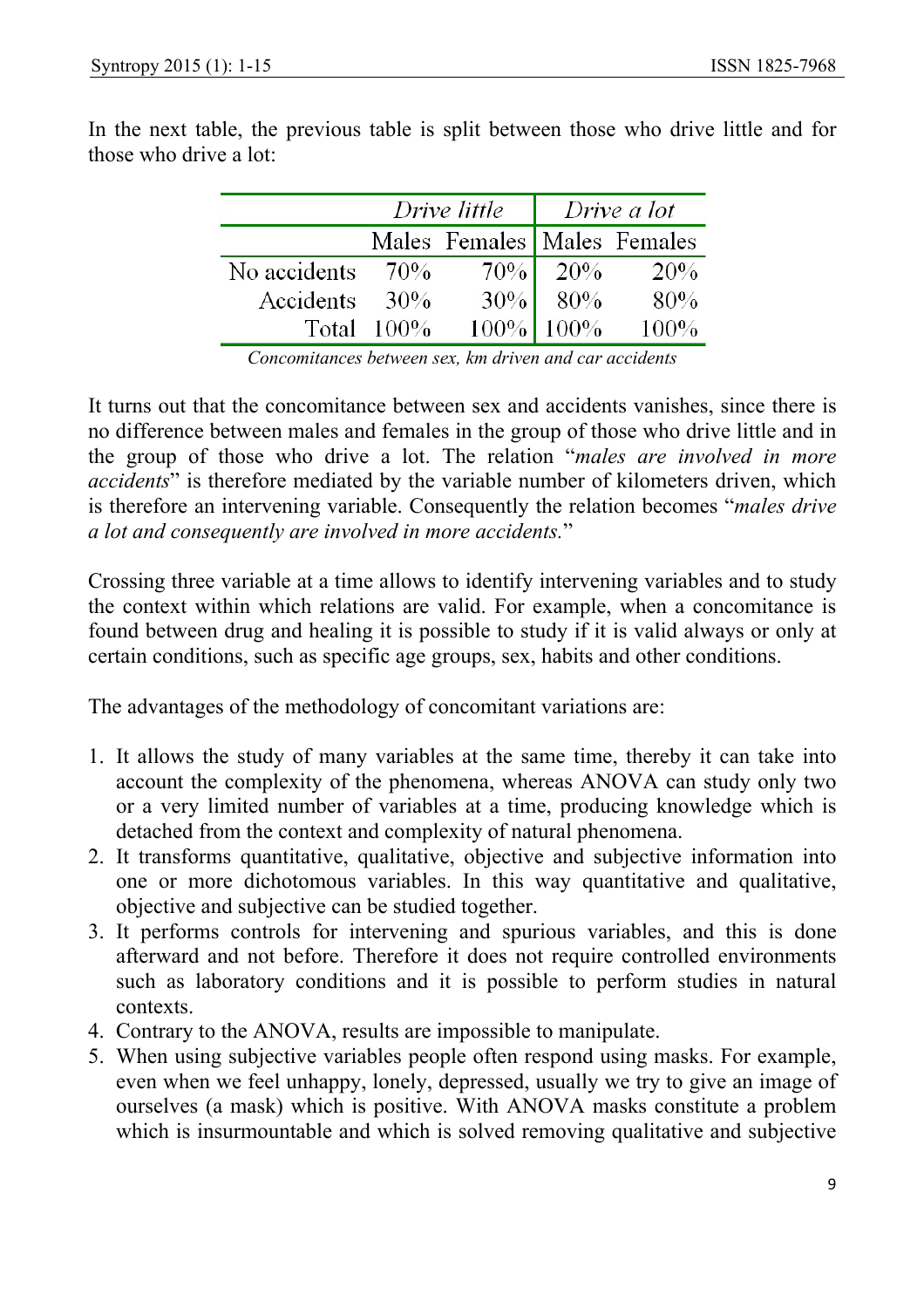In the next table, the previous table is split between those who drive little and for those who drive a lot:

| | *Drive little* | | *Drive a lot* | |
|---|---|---|---|---|
| | Males | Females | Males | Females |
| No accidents | 70% | 70% | 20% | 20% |
| Accidents | 30% | 30% | 80% | 80% |
| Total | 100% | 100% | 100% | 100% |

*Concomitances between sex, km driven and car accidents*

It turns out that the concomitance between sex and accidents vanishes, since there is no difference between males and females in the group of those who drive little and in the group of those who drive a lot. The relation "*males are involved in more accidents*" is therefore mediated by the variable number of kilometers driven, which is therefore an intervening variable. Consequently the relation becomes "*males drive a lot and consequently are involved in more accidents.*"

Crossing three variable at a time allows to identify intervening variables and to study the context within which relations are valid. For example, when a concomitance is found between drug and healing it is possible to study if it is valid always or only at certain conditions, such as specific age groups, sex, habits and other conditions.

The advantages of the methodology of concomitant variations are:

1. It allows the study of many variables at the same time, thereby it can take into account the complexity of the phenomena, whereas ANOVA can study only two or a very limited number of variables at a time, producing knowledge which is detached from the context and complexity of natural phenomena.
2. It transforms quantitative, qualitative, objective and subjective information into one or more dichotomous variables. In this way quantitative and qualitative, objective and subjective can be studied together.
3. It performs controls for intervening and spurious variables, and this is done afterward and not before. Therefore it does not require controlled environments such as laboratory conditions and it is possible to perform studies in natural contexts.
4. Contrary to the ANOVA, results are impossible to manipulate.
5. When using subjective variables people often respond using masks. For example, even when we feel unhappy, lonely, depressed, usually we try to give an image of ourselves (a mask) which is positive. With ANOVA masks constitute a problem which is insurmountable and which is solved removing qualitative and subjective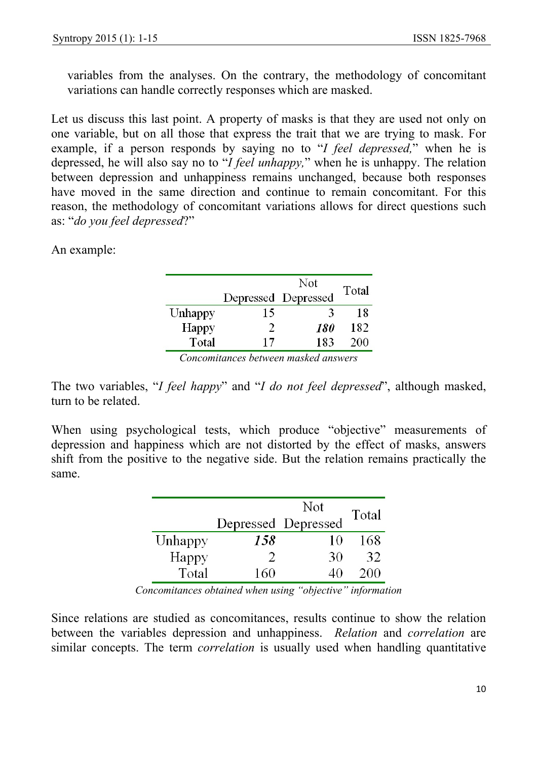variables from the analyses. On the contrary, the methodology of concomitant variations can handle correctly responses which are masked.

Let us discuss this last point. A property of masks is that they are used not only on one variable, but on all those that express the trait that we are trying to mask. For example, if a person responds by saying no to "*I feel depressed,*" when he is depressed, he will also say no to "*I feel unhappy,*" when he is unhappy. The relation between depression and unhappiness remains unchanged, because both responses have moved in the same direction and continue to remain concomitant. For this reason, the methodology of concomitant variations allows for direct questions such as: "*do you feel depressed*?"

An example:

| | Depressed | Not Depressed | Total |
|---|---|---|---|
| Unhappy | 15 | 3 | 18 |
| Happy | 2 | ***180*** | 182 |
| Total | 17 | 183 | 200 |

*Concomitances between masked answers*

The two variables, "*I feel happy*" and "*I do not feel depressed*", although masked, turn to be related.

When using psychological tests, which produce "objective" measurements of depression and happiness which are not distorted by the effect of masks, answers shift from the positive to the negative side. But the relation remains practically the same.

| | Depressed | Not Depressed | Total |
|---|---|---|---|
| Unhappy | ***158*** | 10 | 168 |
| Happy | 2 | 30 | 32 |
| Total | 160 | 40 | 200 |

*Concomitances obtained when using "objective" information*

Since relations are studied as concomitances, results continue to show the relation between the variables depression and unhappiness. *Relation* and *correlation* are similar concepts. The term *correlation* is usually used when handling quantitative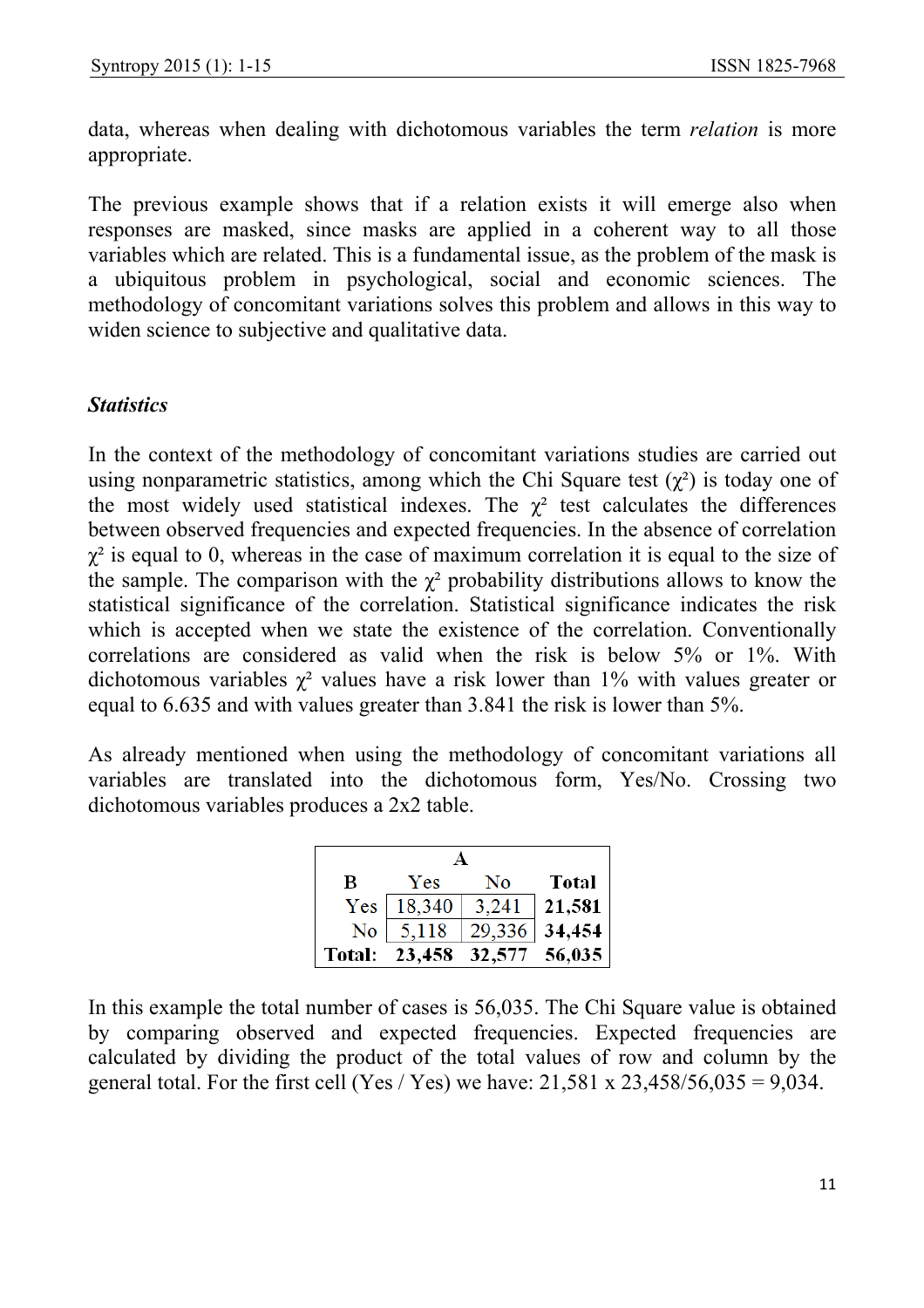data, whereas when dealing with dichotomous variables the term *relation* is more appropriate.

The previous example shows that if a relation exists it will emerge also when responses are masked, since masks are applied in a coherent way to all those variables which are related. This is a fundamental issue, as the problem of the mask is a ubiquitous problem in psychological, social and economic sciences. The methodology of concomitant variations solves this problem and allows in this way to widen science to subjective and qualitative data.

### *Statistics*

In the context of the methodology of concomitant variations studies are carried out using nonparametric statistics, among which the Chi Square test ($\chi^2$) is today one of the most widely used statistical indexes. The $\chi^2$ test calculates the differences between observed frequencies and expected frequencies. In the absence of correlation $\chi^2$ is equal to 0, whereas in the case of maximum correlation it is equal to the size of the sample. The comparison with the $\chi^2$ probability distributions allows to know the statistical significance of the correlation. Statistical significance indicates the risk which is accepted when we state the existence of the correlation. Conventionally correlations are considered as valid when the risk is below 5% or 1%. With dichotomous variables $\chi^2$ values have a risk lower than 1% with values greater or equal to 6.635 and with values greater than 3.841 the risk is lower than 5%.

As already mentioned when using the methodology of concomitant variations all variables are translated into the dichotomous form, Yes/No. Crossing two dichotomous variables produces a 2x2 table.

| | A | | |
|---|---|---|---|
| **B** | Yes | No | **Total** |
| Yes | 18,340 | 3,241 | **21,581** |
| No | 5,118 | 29,336 | **34,454** |
| **Total:** | **23,458** | **32,577** | **56,035** |

In this example the total number of cases is 56,035. The Chi Square value is obtained by comparing observed and expected frequencies. Expected frequencies are calculated by dividing the product of the total values of row and column by the general total. For the first cell (Yes / Yes) we have: 21,581 x 23,458/56,035 = 9,034.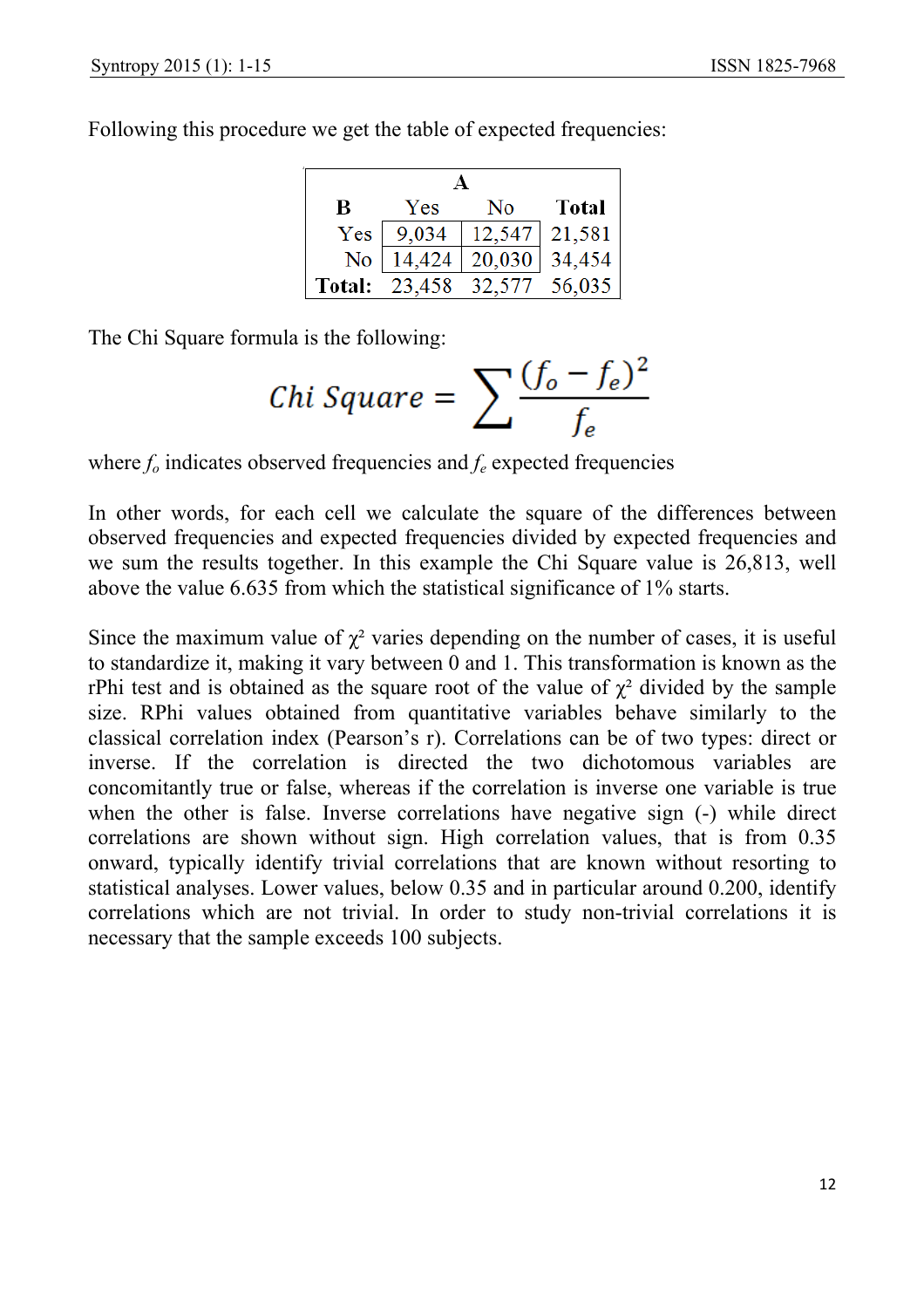Following this procedure we get the table of expected frequencies:

| B | A | | |
|---|---|---|---|
| | **Yes** | **No** | **Total** |
| Yes | 9,034 | 12,547 | 21,581 |
| No | 14,424 | 20,030 | 34,454 |
| **Total:** | 23,458 | 32,577 | 56,035 |

The Chi Square formula is the following:

$$Chi\ Square = \sum \frac{(f_o - f_e)^2}{f_e}$$

where $f_o$ indicates observed frequencies and $f_e$ expected frequencies

In other words, for each cell we calculate the square of the differences between observed frequencies and expected frequencies divided by expected frequencies and we sum the results together. In this example the Chi Square value is 26,813, well above the value 6.635 from which the statistical significance of 1% starts.

Since the maximum value of $\chi^2$ varies depending on the number of cases, it is useful to standardize it, making it vary between 0 and 1. This transformation is known as the rPhi test and is obtained as the square root of the value of $\chi^2$ divided by the sample size. RPhi values obtained from quantitative variables behave similarly to the classical correlation index (Pearson's r). Correlations can be of two types: direct or inverse. If the correlation is directed the two dichotomous variables are concomitantly true or false, whereas if the correlation is inverse one variable is true when the other is false. Inverse correlations have negative sign (-) while direct correlations are shown without sign. High correlation values, that is from 0.35 onward, typically identify trivial correlations that are known without resorting to statistical analyses. Lower values, below 0.35 and in particular around 0.200, identify correlations which are not trivial. In order to study non-trivial correlations it is necessary that the sample exceeds 100 subjects.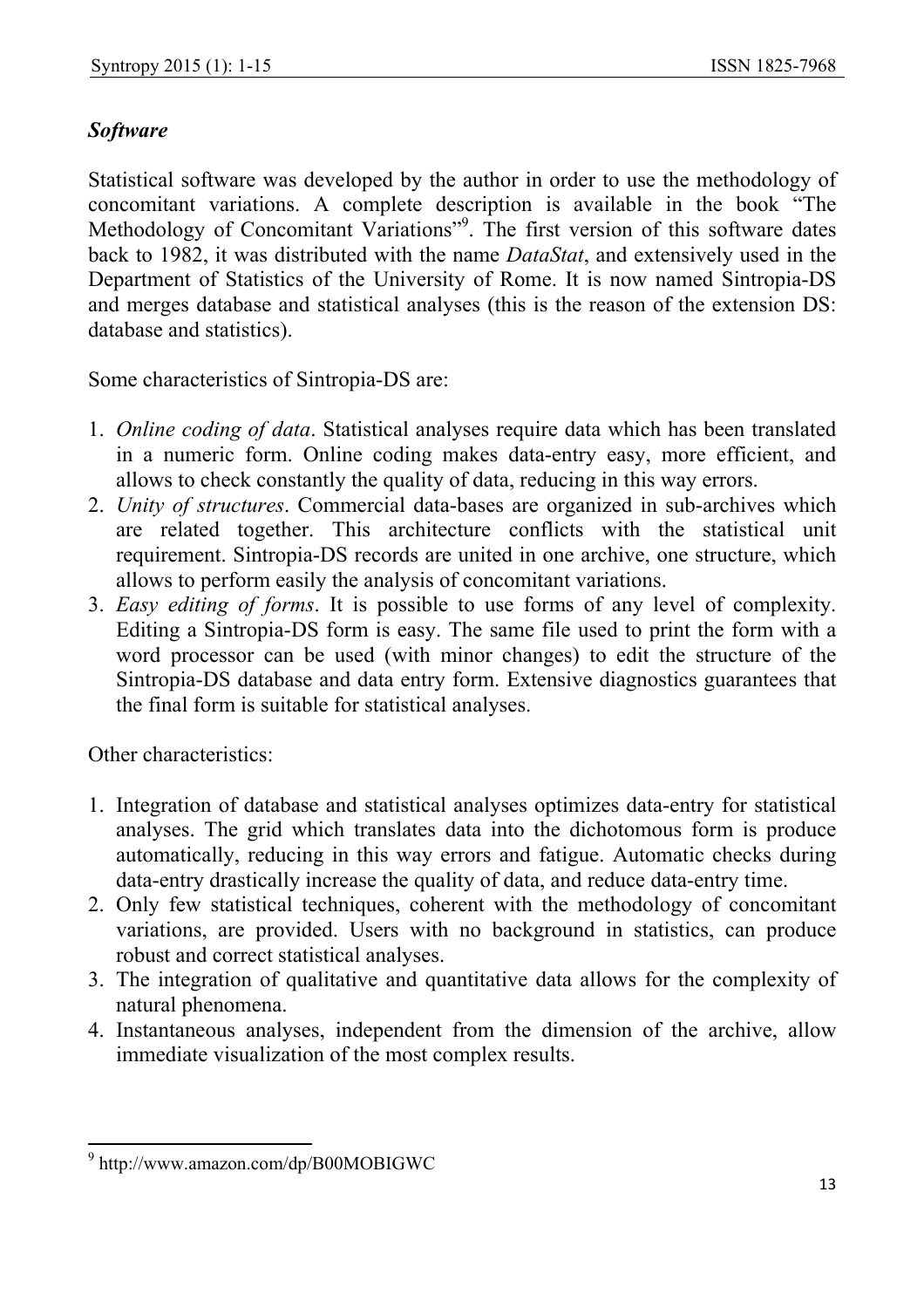### *Software*

Statistical software was developed by the author in order to use the methodology of concomitant variations. A complete description is available in the book "The Methodology of Concomitant Variations"[9]. The first version of this software dates back to 1982, it was distributed with the name *DataStat*, and extensively used in the Department of Statistics of the University of Rome. It is now named Sintropia-DS and merges database and statistical analyses (this is the reason of the extension DS: database and statistics).

Some characteristics of Sintropia-DS are:

1. *Online coding of data*. Statistical analyses require data which has been translated in a numeric form. Online coding makes data-entry easy, more efficient, and allows to check constantly the quality of data, reducing in this way errors.
2. *Unity of structures*. Commercial data-bases are organized in sub-archives which are related together. This architecture conflicts with the statistical unit requirement. Sintropia-DS records are united in one archive, one structure, which allows to perform easily the analysis of concomitant variations.
3. *Easy editing of forms*. It is possible to use forms of any level of complexity. Editing a Sintropia-DS form is easy. The same file used to print the form with a word processor can be used (with minor changes) to edit the structure of the Sintropia-DS database and data entry form. Extensive diagnostics guarantees that the final form is suitable for statistical analyses.

Other characteristics:

1. Integration of database and statistical analyses optimizes data-entry for statistical analyses. The grid which translates data into the dichotomous form is produce automatically, reducing in this way errors and fatigue. Automatic checks during data-entry drastically increase the quality of data, and reduce data-entry time.
2. Only few statistical techniques, coherent with the methodology of concomitant variations, are provided. Users with no background in statistics, can produce robust and correct statistical analyses.
3. The integration of qualitative and quantitative data allows for the complexity of natural phenomena.
4. Instantaneous analyses, independent from the dimension of the archive, allow immediate visualization of the most complex results.

---

[9] http://www.amazon.com/dp/B00MOBIGWC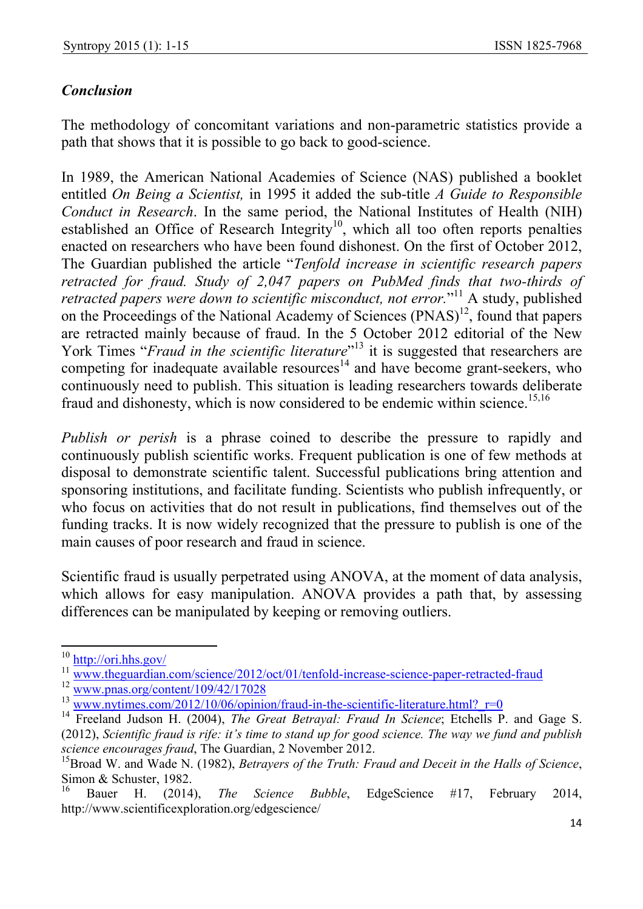### *Conclusion*

The methodology of concomitant variations and non-parametric statistics provide a path that shows that it is possible to go back to good-science.

In 1989, the American National Academies of Science (NAS) published a booklet entitled *On Being a Scientist,* in 1995 it added the sub-title *A Guide to Responsible Conduct in Research*. In the same period, the National Institutes of Health (NIH) established an Office of Research Integrity[10], which all too often reports penalties enacted on researchers who have been found dishonest. On the first of October 2012, The Guardian published the article "*Tenfold increase in scientific research papers retracted for fraud. Study of 2,047 papers on PubMed finds that two-thirds of retracted papers were down to scientific misconduct, not error.*"[11] A study, published on the Proceedings of the National Academy of Sciences (PNAS)[12], found that papers are retracted mainly because of fraud. In the 5 October 2012 editorial of the New York Times "*Fraud in the scientific literature*"[13] it is suggested that researchers are competing for inadequate available resources[14] and have become grant-seekers, who continuously need to publish. This situation is leading researchers towards deliberate fraud and dishonesty, which is now considered to be endemic within science.[15,16]

*Publish or perish* is a phrase coined to describe the pressure to rapidly and continuously publish scientific works. Frequent publication is one of few methods at disposal to demonstrate scientific talent. Successful publications bring attention and sponsoring institutions, and facilitate funding. Scientists who publish infrequently, or who focus on activities that do not result in publications, find themselves out of the funding tracks. It is now widely recognized that the pressure to publish is one of the main causes of poor research and fraud in science.

Scientific fraud is usually perpetrated using ANOVA, at the moment of data analysis, which allows for easy manipulation. ANOVA provides a path that, by assessing differences can be manipulated by keeping or removing outliers.

---

[10] http://ori.hhs.gov/

[11] www.theguardian.com/science/2012/oct/01/tenfold-increase-science-paper-retracted-fraud

[12] www.pnas.org/content/109/42/17028

[13] www.nytimes.com/2012/10/06/opinion/fraud-in-the-scientific-literature.html?_r=0

[14] Freeland Judson H. (2004), *The Great Betrayal: Fraud In Science*; Etchells P. and Gage S. (2012), *Scientific fraud is rife: it's time to stand up for good science. The way we fund and publish science encourages fraud*, The Guardian, 2 November 2012.

[15] Broad W. and Wade N. (1982), *Betrayers of the Truth: Fraud and Deceit in the Halls of Science*, Simon & Schuster, 1982.

[16] Bauer H. (2014), *The Science Bubble*, EdgeScience #17, February 2014, http://www.scientificexploration.org/edgescience/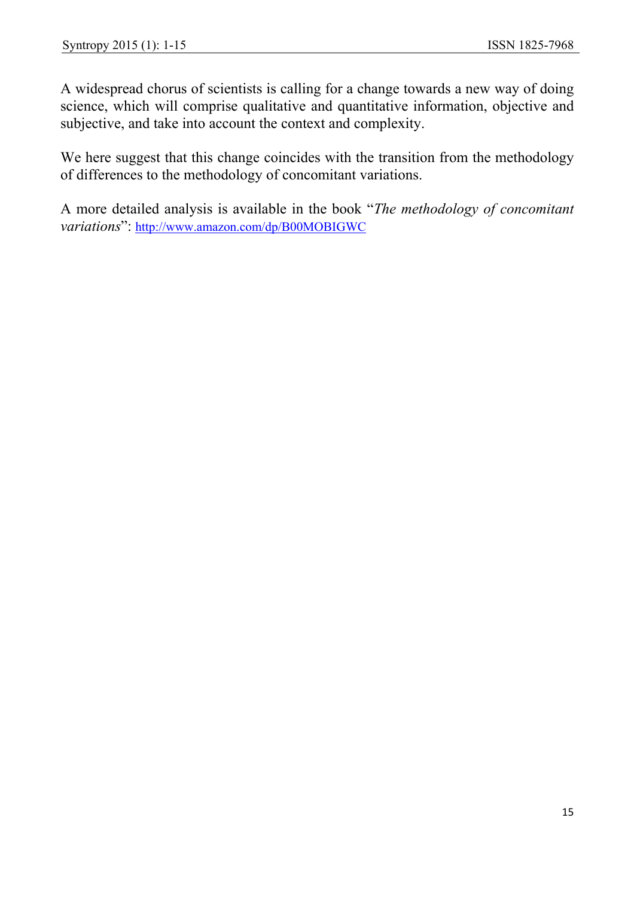A widespread chorus of scientists is calling for a change towards a new way of doing science, which will comprise qualitative and quantitative information, objective and subjective, and take into account the context and complexity.

We here suggest that this change coincides with the transition from the methodology of differences to the methodology of concomitant variations.

A more detailed analysis is available in the book "*The methodology of concomitant variations*": http://www.amazon.com/dp/B00MOBIGWC